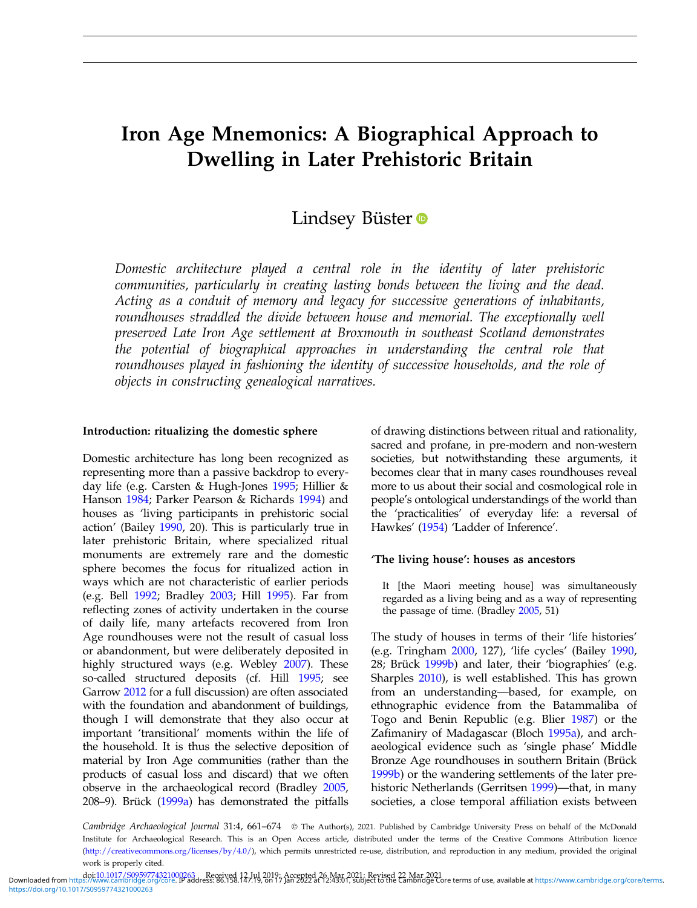# Iron Age Mnemonics: A Biographical Approach to Dwelling in Later Prehistoric Britain

Lindsey Büster

*Domestic architecture played a central role in the identity of later prehistoric communities, particularly in creating lasting bonds between the living and the dead. Acting as a conduit of memory and legacy for successive generations of inhabitants, roundhouses straddled the divide between house and memorial. The exceptionally well preserved Late Iron Age settlement at Broxmouth in southeast Scotland demonstrates the potential of biographical approaches in understanding the central role that roundhouses played in fashioning the identity of successive households, and the role of objects in constructing genealogical narratives.*

### Introduction: ritualizing the domestic sphere

Domestic architecture has long been recognized as representing more than a passive backdrop to everyday life (e.g. Carsten & Hugh-Jones 1995; Hillier & Hanson 1984; Parker Pearson & Richards 1994) and houses as 'living participants in prehistoric social action' (Bailey 1990, 20). This is particularly true in later prehistoric Britain, where specialized ritual monuments are extremely rare and the domestic sphere becomes the focus for ritualized action in ways which are not characteristic of earlier periods (e.g. Bell 1992; Bradley 2003; Hill 1995). Far from reflecting zones of activity undertaken in the course of daily life, many artefacts recovered from Iron Age roundhouses were not the result of casual loss or abandonment, but were deliberately deposited in highly structured ways (e.g. Webley 2007). These so-called structured deposits (cf. Hill 1995; see Garrow 2012 for a full discussion) are often associated with the foundation and abandonment of buildings, though I will demonstrate that they also occur at important 'transitional' moments within the life of the household. It is thus the selective deposition of material by Iron Age communities (rather than the products of casual loss and discard) that we often observe in the archaeological record (Bradley 2005, 208–9). Brück (1999a) has demonstrated the pitfalls of drawing distinctions between ritual and rationality, sacred and profane, in pre-modern and non-western societies, but notwithstanding these arguments, it becomes clear that in many cases roundhouses reveal more to us about their social and cosmological role in people's ontological understandings of the world than the 'practicalities' of everyday life: a reversal of Hawkes' (1954) 'Ladder of Inference'.

### 'The living house': houses as ancestors

> It [the Maori meeting house] was simultaneously regarded as a living being and as a way of representing the passage of time. (Bradley 2005, 51)

The study of houses in terms of their 'life histories' (e.g. Tringham 2000, 127), 'life cycles' (Bailey 1990, 28; Brück 1999b) and later, their 'biographies' (e.g. Sharples 2010), is well established. This has grown from an understanding—based, for example, on ethnographic evidence from the Batammaliba of Togo and Benin Republic (e.g. Blier 1987) or the Zafimaniry of Madagascar (Bloch 1995a), and archaeological evidence such as 'single phase' Middle Bronze Age roundhouses in southern Britain (Brück 1999b) or the wandering settlements of the later prehistoric Netherlands (Gerritsen 1999)—that, in many societies, a close temporal affiliation exists between

*Cambridge Archaeological Journal* 31:4, 661–674 © The Author(s), 2021. Published by Cambridge University Press on behalf of the McDonald Institute for Archaeological Research. This is an Open Access article, distributed under the terms of the Creative Commons Attribution licence (http://creativecommons.org/licenses/by/4.0/), which permits unrestricted re-use, distribution, and reproduction in any medium, provided the original work is properly cited.

doi:10.1017/S0959774321000263 Received 12 Jul 2019; Accepted 26 Mar 2021; Revised 22 Mar 2021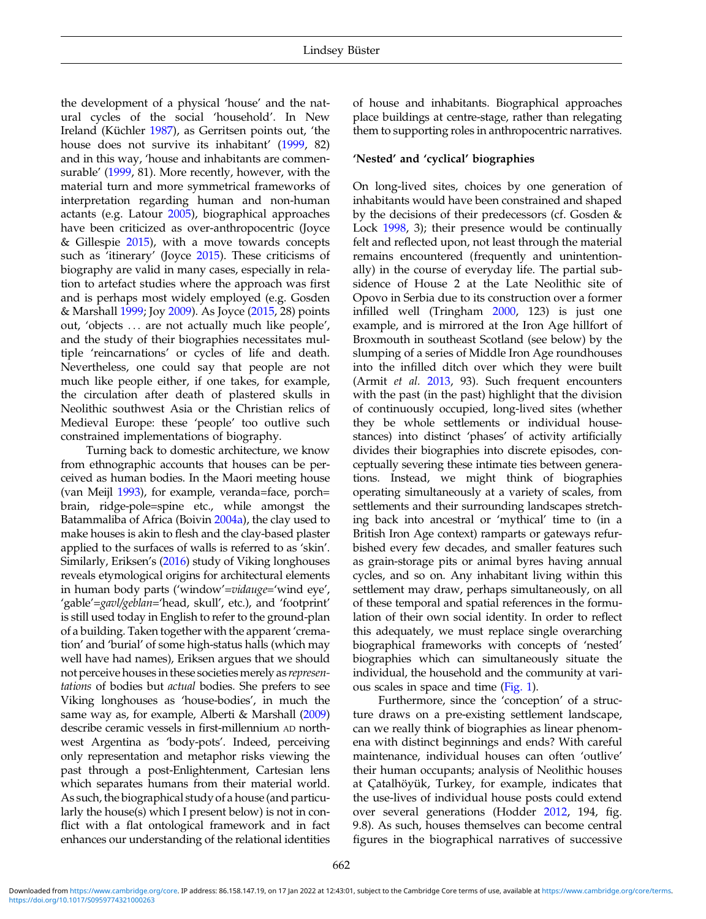the development of a physical 'house' and the natural cycles of the social 'household'. In New Ireland (Küchler 1987), as Gerritsen points out, 'the house does not survive its inhabitant' (1999, 82) and in this way, 'house and inhabitants are commensurable' (1999, 81). More recently, however, with the material turn and more symmetrical frameworks of interpretation regarding human and non-human actants (e.g. Latour 2005), biographical approaches have been criticized as over-anthropocentric (Joyce & Gillespie 2015), with a move towards concepts such as 'itinerary' (Joyce 2015). These criticisms of biography are valid in many cases, especially in relation to artefact studies where the approach was first and is perhaps most widely employed (e.g. Gosden & Marshall 1999; Joy 2009). As Joyce (2015, 28) points out, 'objects … are not actually much like people', and the study of their biographies necessitates multiple 'reincarnations' or cycles of life and death. Nevertheless, one could say that people are not much like people either, if one takes, for example, the circulation after death of plastered skulls in Neolithic southwest Asia or the Christian relics of Medieval Europe: these 'people' too outlive such constrained implementations of biography.

Turning back to domestic architecture, we know from ethnographic accounts that houses can be perceived as human bodies. In the Maori meeting house (van Meijl 1993), for example, veranda=face, porch=brain, ridge-pole=spine etc., while amongst the Batammaliba of Africa (Boivin 2004a), the clay used to make houses is akin to flesh and the clay-based plaster applied to the surfaces of walls is referred to as 'skin'. Similarly, Eriksen's (2016) study of Viking longhouses reveals etymological origins for architectural elements in human body parts ('window'=*vidauge*='wind eye', 'gable'=*gavl/geblan*='head, skull', etc.), and 'footprint' is still used today in English to refer to the ground-plan of a building. Taken together with the apparent 'cremation' and 'burial' of some high-status halls (which may well have had names), Eriksen argues that we should not perceive houses in these societies merely as *representations* of bodies but *actual* bodies. She prefers to see Viking longhouses as 'house-bodies', in much the same way as, for example, Alberti & Marshall (2009) describe ceramic vessels in first-millennium AD northwest Argentina as 'body-pots'. Indeed, perceiving only representation and metaphor risks viewing the past through a post-Enlightenment, Cartesian lens which separates humans from their material world. As such, the biographical study of a house (and particularly the house(s) which I present below) is not in conflict with a flat ontological framework and in fact enhances our understanding of the relational identities of house and inhabitants. Biographical approaches place buildings at centre-stage, rather than relegating them to supporting roles in anthropocentric narratives.

### 'Nested' and 'cyclical' biographies

On long-lived sites, choices by one generation of inhabitants would have been constrained and shaped by the decisions of their predecessors (cf. Gosden & Lock 1998, 3); their presence would be continually felt and reflected upon, not least through the material remains encountered (frequently and unintentionally) in the course of everyday life. The partial subsidence of House 2 at the Late Neolithic site of Opovo in Serbia due to its construction over a former infilled well (Tringham 2000, 123) is just one example, and is mirrored at the Iron Age hillfort of Broxmouth in southeast Scotland (see below) by the slumping of a series of Middle Iron Age roundhouses into the infilled ditch over which they were built (Armit *et al.* 2013, 93). Such frequent encounters with the past (in the past) highlight that the division of continuously occupied, long-lived sites (whether they be whole settlements or individual house-stances) into distinct 'phases' of activity artificially divides their biographies into discrete episodes, conceptually severing these intimate ties between generations. Instead, we might think of biographies operating simultaneously at a variety of scales, from settlements and their surrounding landscapes stretching back into ancestral or 'mythical' time to (in a British Iron Age context) ramparts or gateways refurbished every few decades, and smaller features such as grain-storage pits or animal byres having annual cycles, and so on. Any inhabitant living within this settlement may draw, perhaps simultaneously, on all of these temporal and spatial references in the formulation of their own social identity. In order to reflect this adequately, we must replace single overarching biographical frameworks with concepts of 'nested' biographies which can simultaneously situate the individual, the household and the community at various scales in space and time (Fig. 1).

Furthermore, since the 'conception' of a structure draws on a pre-existing settlement landscape, can we really think of biographies as linear phenomena with distinct beginnings and ends? With careful maintenance, individual houses can often 'outlive' their human occupants; analysis of Neolithic houses at Çatalhöyük, Turkey, for example, indicates that the use-lives of individual house posts could extend over several generations (Hodder 2012, 194, fig. 9.8). As such, houses themselves can become central figures in the biographical narratives of successive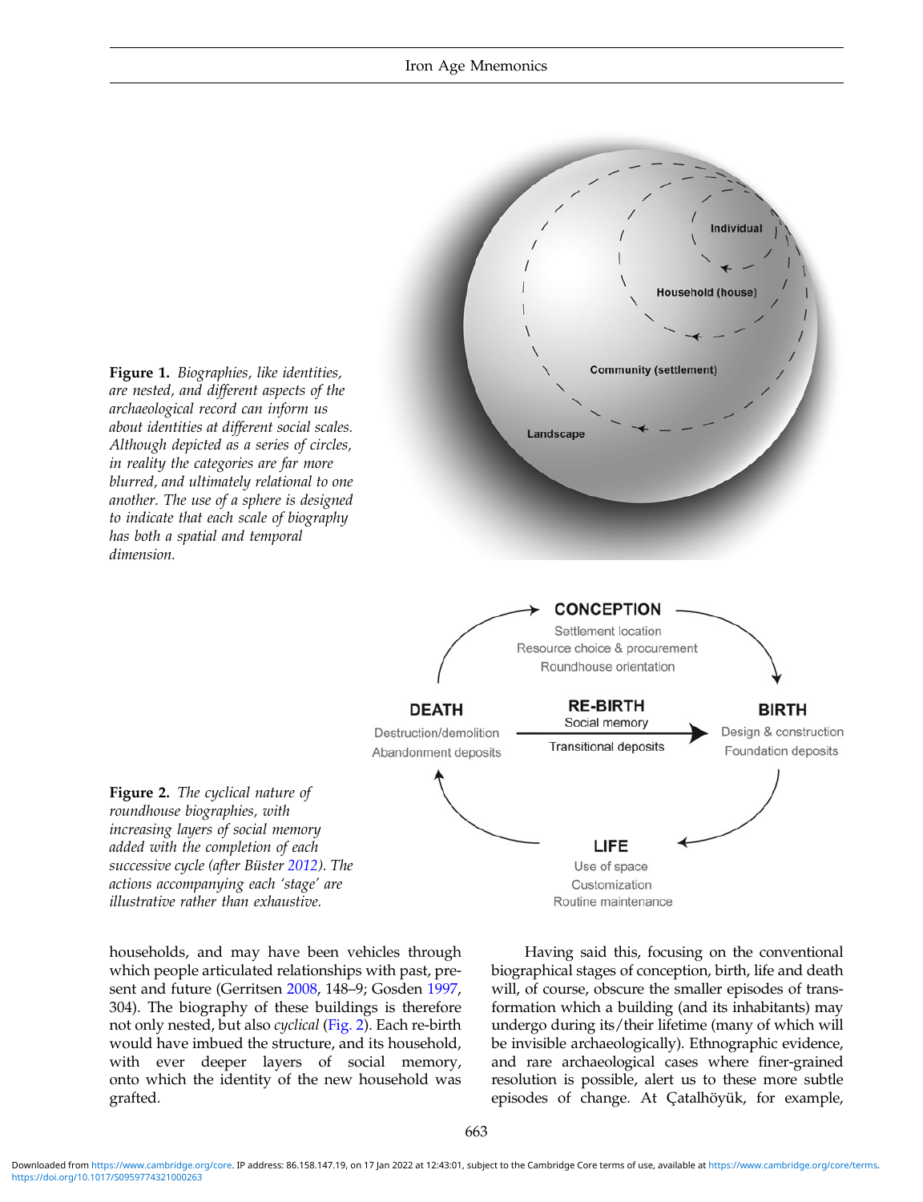**Figure 1.** *Biographies, like identities, are nested, and different aspects of the archaeological record can inform us about identities at different social scales. Although depicted as a series of circles, in reality the categories are far more blurred, and ultimately relational to one another. The use of a sphere is designed to indicate that each scale of biography has both a spatial and temporal dimension.*

**Figure 2.** *The cyclical nature of roundhouse biographies, with increasing layers of social memory added with the completion of each successive cycle (after Büster 2012). The actions accompanying each 'stage' are illustrative rather than exhaustive.*

households, and may have been vehicles through which people articulated relationships with past, present and future (Gerritsen 2008, 148–9; Gosden 1997, 304). The biography of these buildings is therefore not only nested, but also *cyclical* (Fig. 2). Each re-birth would have imbued the structure, and its household, with ever deeper layers of social memory, onto which the identity of the new household was grafted.

Having said this, focusing on the conventional biographical stages of conception, birth, life and death will, of course, obscure the smaller episodes of transformation which a building (and its inhabitants) may undergo during its/their lifetime (many of which will be invisible archaeologically). Ethnographic evidence, and rare archaeological cases where finer-grained resolution is possible, alert us to these more subtle episodes of change. At Çatalhöyük, for example,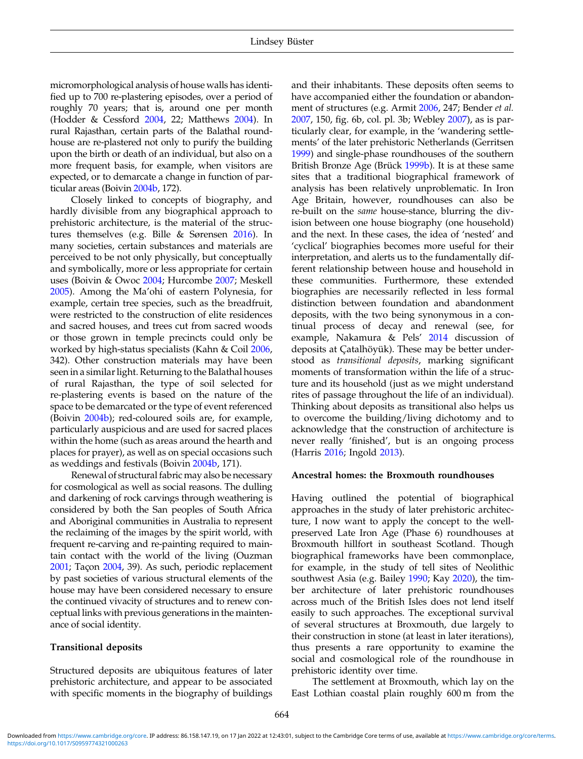micromorphological analysis of house walls has identified up to 700 re-plastering episodes, over a period of roughly 70 years; that is, around one per month (Hodder & Cessford 2004, 22; Matthews 2004). In rural Rajasthan, certain parts of the Balathal roundhouse are re-plastered not only to purify the building upon the birth or death of an individual, but also on a more frequent basis, for example, when visitors are expected, or to demarcate a change in function of particular areas (Boivin 2004b, 172).

Closely linked to concepts of biography, and hardly divisible from any biographical approach to prehistoric architecture, is the material of the structures themselves (e.g. Bille & Sørensen 2016). In many societies, certain substances and materials are perceived to be not only physically, but conceptually and symbolically, more or less appropriate for certain uses (Boivin & Owoc 2004; Hurcombe 2007; Meskell 2005). Among the Ma'ohi of eastern Polynesia, for example, certain tree species, such as the breadfruit, were restricted to the construction of elite residences and sacred houses, and trees cut from sacred woods or those grown in temple precincts could only be worked by high-status specialists (Kahn & Coil 2006, 342). Other construction materials may have been seen in a similar light. Returning to the Balathal houses of rural Rajasthan, the type of soil selected for re-plastering events is based on the nature of the space to be demarcated or the type of event referenced (Boivin 2004b); red-coloured soils are, for example, particularly auspicious and are used for sacred places within the home (such as areas around the hearth and places for prayer), as well as on special occasions such as weddings and festivals (Boivin 2004b, 171).

Renewal of structural fabric may also be necessary for cosmological as well as social reasons. The dulling and darkening of rock carvings through weathering is considered by both the San peoples of South Africa and Aboriginal communities in Australia to represent the reclaiming of the images by the spirit world, with frequent re-carving and re-painting required to maintain contact with the world of the living (Ouzman 2001; Taçon 2004, 39). As such, periodic replacement by past societies of various structural elements of the house may have been considered necessary to ensure the continued vivacity of structures and to renew conceptual links with previous generations in the maintenance of social identity.

### Transitional deposits

Structured deposits are ubiquitous features of later prehistoric architecture, and appear to be associated with specific moments in the biography of buildings and their inhabitants. These deposits often seems to have accompanied either the foundation or abandonment of structures (e.g. Armit 2006, 247; Bender *et al.* 2007, 150, fig. 6b, col. pl. 3b; Webley 2007), as is particularly clear, for example, in the 'wandering settlements' of the later prehistoric Netherlands (Gerritsen 1999) and single-phase roundhouses of the southern British Bronze Age (Brück 1999b). It is at these same sites that a traditional biographical framework of analysis has been relatively unproblematic. In Iron Age Britain, however, roundhouses can also be re-built on the *same* house-stance, blurring the division between one house biography (one household) and the next. In these cases, the idea of 'nested' and 'cyclical' biographies becomes more useful for their interpretation, and alerts us to the fundamentally different relationship between house and household in these communities. Furthermore, these extended biographies are necessarily reflected in less formal distinction between foundation and abandonment deposits, with the two being synonymous in a continual process of decay and renewal (see, for example, Nakamura & Pels' 2014 discussion of deposits at Çatalhöyük). These may be better understood as *transitional deposits*, marking significant moments of transformation within the life of a structure and its household (just as we might understand rites of passage throughout the life of an individual). Thinking about deposits as transitional also helps us to overcome the building/living dichotomy and to acknowledge that the construction of architecture is never really 'finished', but is an ongoing process (Harris 2016; Ingold 2013).

### Ancestral homes: the Broxmouth roundhouses

Having outlined the potential of biographical approaches in the study of later prehistoric architecture, I now want to apply the concept to the well-preserved Late Iron Age (Phase 6) roundhouses at Broxmouth hillfort in southeast Scotland. Though biographical frameworks have been commonplace, for example, in the study of tell sites of Neolithic southwest Asia (e.g. Bailey 1990; Kay 2020), the timber architecture of later prehistoric roundhouses across much of the British Isles does not lend itself easily to such approaches. The exceptional survival of several structures at Broxmouth, due largely to their construction in stone (at least in later iterations), thus presents a rare opportunity to examine the social and cosmological role of the roundhouse in prehistoric identity over time.

The settlement at Broxmouth, which lay on the East Lothian coastal plain roughly 600 m from the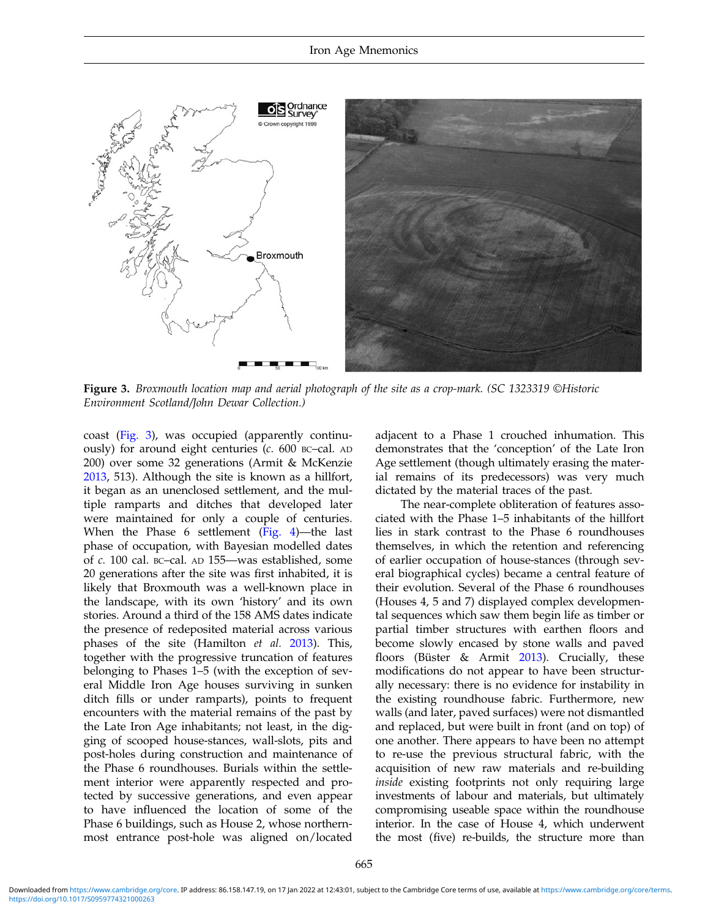**Figure 3.** *Broxmouth location map and aerial photograph of the site as a crop-mark. (SC 1323319 ©Historic Environment Scotland/John Dewar Collection.)*

coast (Fig. 3), was occupied (apparently continuously) for around eight centuries (*c.* 600 BC–cal. AD 200) over some 32 generations (Armit & McKenzie 2013, 513). Although the site is known as a hillfort, it began as an unenclosed settlement, and the multiple ramparts and ditches that developed later were maintained for only a couple of centuries. When the Phase 6 settlement (Fig. 4)—the last phase of occupation, with Bayesian modelled dates of *c.* 100 cal. BC–cal. AD 155—was established, some 20 generations after the site was first inhabited, it is likely that Broxmouth was a well-known place in the landscape, with its own 'history' and its own stories. Around a third of the 158 AMS dates indicate the presence of redeposited material across various phases of the site (Hamilton *et al.* 2013). This, together with the progressive truncation of features belonging to Phases 1–5 (with the exception of several Middle Iron Age houses surviving in sunken ditch fills or under ramparts), points to frequent encounters with the material remains of the past by the Late Iron Age inhabitants; not least, in the digging of scooped house-stances, wall-slots, pits and post-holes during construction and maintenance of the Phase 6 roundhouses. Burials within the settlement interior were apparently respected and protected by successive generations, and even appear to have influenced the location of some of the Phase 6 buildings, such as House 2, whose northernmost entrance post-hole was aligned on/located adjacent to a Phase 1 crouched inhumation. This demonstrates that the 'conception' of the Late Iron Age settlement (though ultimately erasing the material remains of its predecessors) was very much dictated by the material traces of the past.

The near-complete obliteration of features associated with the Phase 1–5 inhabitants of the hillfort lies in stark contrast to the Phase 6 roundhouses themselves, in which the retention and referencing of earlier occupation of house-stances (through several biographical cycles) became a central feature of their evolution. Several of the Phase 6 roundhouses (Houses 4, 5 and 7) displayed complex developmental sequences which saw them begin life as timber or partial timber structures with earthen floors and become slowly encased by stone walls and paved floors (Büster & Armit 2013). Crucially, these modifications do not appear to have been structurally necessary: there is no evidence for instability in the existing roundhouse fabric. Furthermore, new walls (and later, paved surfaces) were not dismantled and replaced, but were built in front (and on top) of one another. There appears to have been no attempt to re-use the previous structural fabric, with the acquisition of new raw materials and re-building *inside* existing footprints not only requiring large investments of labour and materials, but ultimately compromising useable space within the roundhouse interior. In the case of House 4, which underwent the most (five) re-builds, the structure more than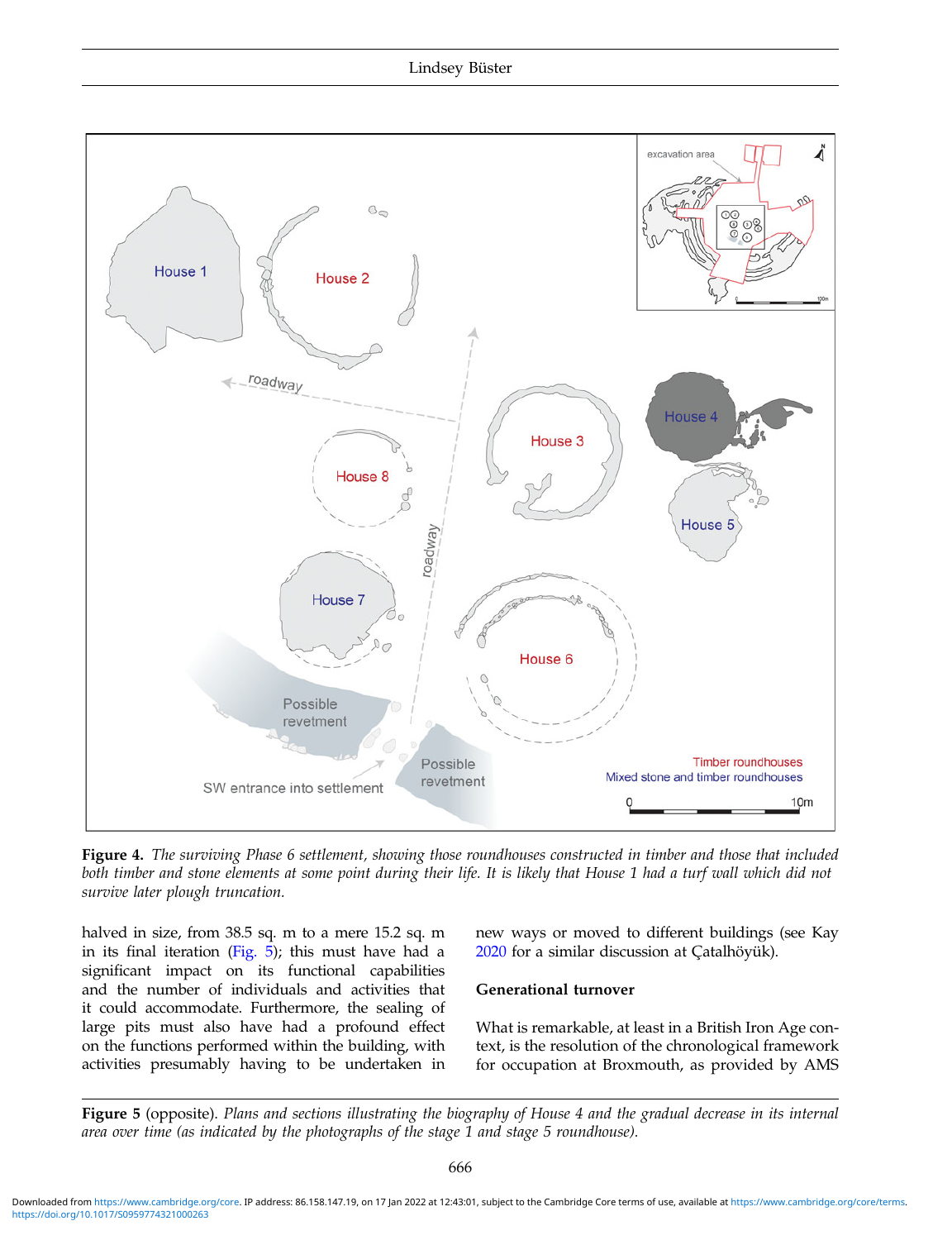**Figure 4.** *The surviving Phase 6 settlement, showing those roundhouses constructed in timber and those that included both timber and stone elements at some point during their life. It is likely that House 1 had a turf wall which did not survive later plough truncation.*

halved in size, from 38.5 sq. m to a mere 15.2 sq. m in its final iteration (Fig. 5); this must have had a significant impact on its functional capabilities and the number of individuals and activities that it could accommodate. Furthermore, the sealing of large pits must also have had a profound effect on the functions performed within the building, with activities presumably having to be undertaken in new ways or moved to different buildings (see Kay 2020 for a similar discussion at Çatalhöyük).

### Generational turnover

What is remarkable, at least in a British Iron Age context, is the resolution of the chronological framework for occupation at Broxmouth, as provided by AMS

**Figure 5** (opposite). *Plans and sections illustrating the biography of House 4 and the gradual decrease in its internal area over time (as indicated by the photographs of the stage 1 and stage 5 roundhouse).*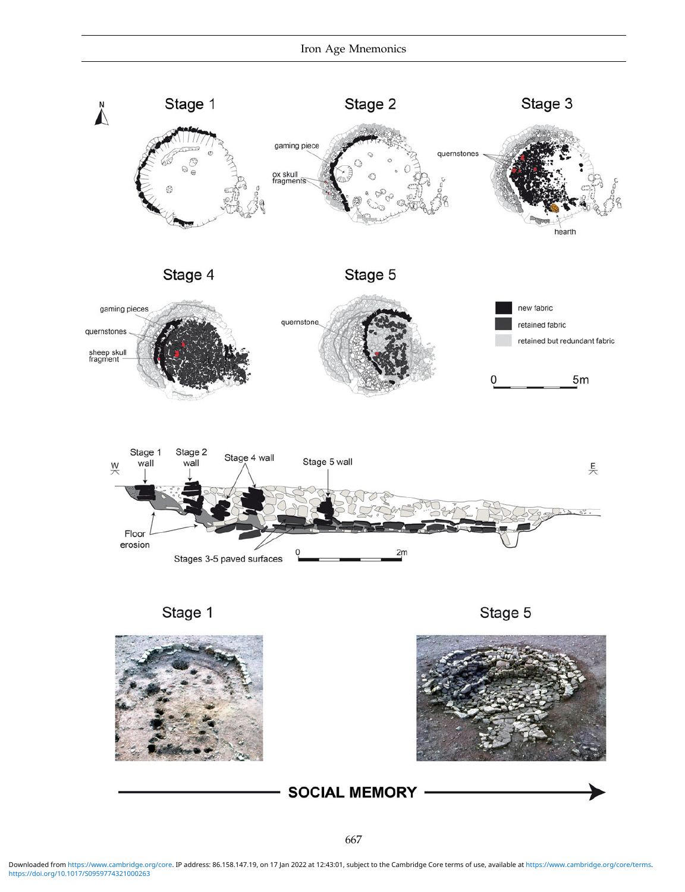Stage 1

Stage 2

Stage 3

gaming piece

ox skull fragments

quernstones

hearth

Stage 4

Stage 5

gaming pieces

quernstones

sheep skull fragment

quernstone

new fabric

retained fabric

retained but redundant fabric

0 5m

Stage 1 wall

Stage 2 wall

Stage 4 wall

Stage 5 wall

W

E

Floor erosion

Stages 3-5 paved surfaces

0 2m

Stage 1

Stage 5

SOCIAL MEMORY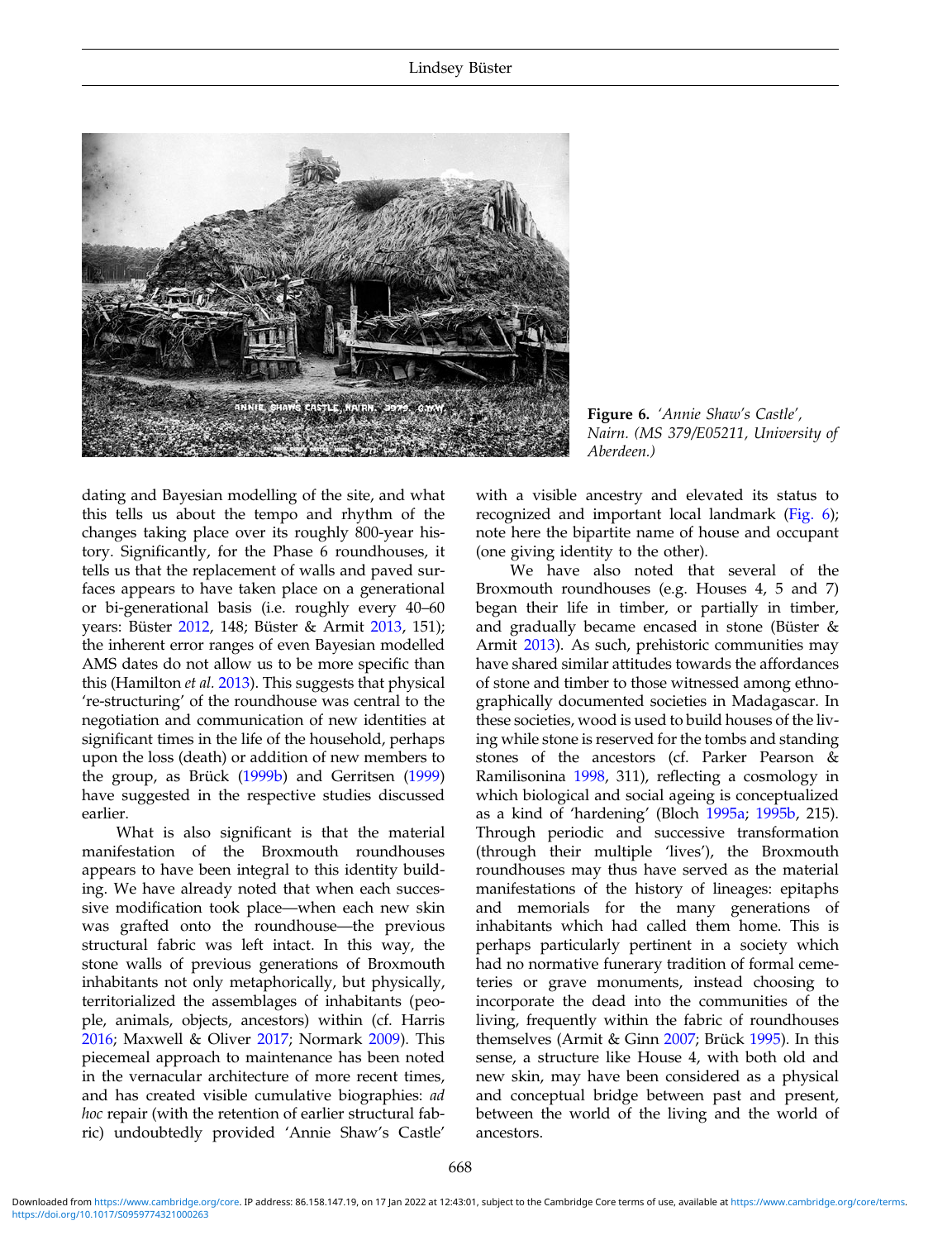Figure 6. *'Annie Shaw's Castle', Nairn. (MS 379/E05211, University of Aberdeen.)*

dating and Bayesian modelling of the site, and what this tells us about the tempo and rhythm of the changes taking place over its roughly 800-year history. Significantly, for the Phase 6 roundhouses, it tells us that the replacement of walls and paved surfaces appears to have taken place on a generational or bi-generational basis (i.e. roughly every 40–60 years: Büster 2012, 148; Büster & Armit 2013, 151); the inherent error ranges of even Bayesian modelled AMS dates do not allow us to be more specific than this (Hamilton *et al.* 2013). This suggests that physical 're-structuring' of the roundhouse was central to the negotiation and communication of new identities at significant times in the life of the household, perhaps upon the loss (death) or addition of new members to the group, as Brück (1999b) and Gerritsen (1999) have suggested in the respective studies discussed earlier.

What is also significant is that the material manifestation of the Broxmouth roundhouses appears to have been integral to this identity building. We have already noted that when each successive modification took place—when each new skin was grafted onto the roundhouse—the previous structural fabric was left intact. In this way, the stone walls of previous generations of Broxmouth inhabitants not only metaphorically, but physically, territorialized the assemblages of inhabitants (people, animals, objects, ancestors) within (cf. Harris 2016; Maxwell & Oliver 2017; Normark 2009). This piecemeal approach to maintenance has been noted in the vernacular architecture of more recent times, and has created visible cumulative biographies: *ad hoc* repair (with the retention of earlier structural fabric) undoubtedly provided 'Annie Shaw's Castle' with a visible ancestry and elevated its status to recognized and important local landmark (Fig. 6); note here the bipartite name of house and occupant (one giving identity to the other).

We have also noted that several of the Broxmouth roundhouses (e.g. Houses 4, 5 and 7) began their life in timber, or partially in timber, and gradually became encased in stone (Büster & Armit 2013). As such, prehistoric communities may have shared similar attitudes towards the affordances of stone and timber to those witnessed among ethnographically documented societies in Madagascar. In these societies, wood is used to build houses of the living while stone is reserved for the tombs and standing stones of the ancestors (cf. Parker Pearson & Ramilisonina 1998, 311), reflecting a cosmology in which biological and social ageing is conceptualized as a kind of 'hardening' (Bloch 1995a; 1995b, 215). Through periodic and successive transformation (through their multiple 'lives'), the Broxmouth roundhouses may thus have served as the material manifestations of the history of lineages: epitaphs and memorials for the many generations of inhabitants which had called them home. This is perhaps particularly pertinent in a society which had no normative funerary tradition of formal cemeteries or grave monuments, instead choosing to incorporate the dead into the communities of the living, frequently within the fabric of roundhouses themselves (Armit & Ginn 2007; Brück 1995). In this sense, a structure like House 4, with both old and new skin, may have been considered as a physical and conceptual bridge between past and present, between the world of the living and the world of ancestors.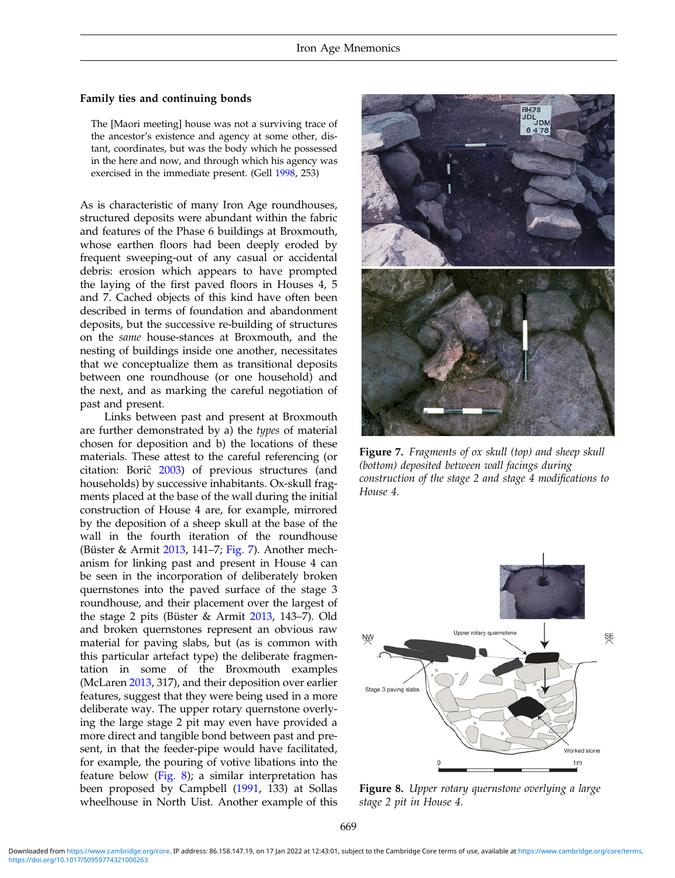### Family ties and continuing bonds

> The [Maori meeting] house was not a surviving trace of the ancestor's existence and agency at some other, distant, coordinates, but was the body which he possessed in the here and now, and through which his agency was exercised in the immediate present. (Gell 1998, 253)

As is characteristic of many Iron Age roundhouses, structured deposits were abundant within the fabric and features of the Phase 6 buildings at Broxmouth, whose earthen floors had been deeply eroded by frequent sweeping-out of any casual or accidental debris: erosion which appears to have prompted the laying of the first paved floors in Houses 4, 5 and 7. Cached objects of this kind have often been described in terms of foundation and abandonment deposits, but the successive re-building of structures on the *same* house-stances at Broxmouth, and the nesting of buildings inside one another, necessitates that we conceptualize them as transitional deposits between one roundhouse (or one household) and the next, and as marking the careful negotiation of past and present.

Links between past and present at Broxmouth are further demonstrated by a) the *types* of material chosen for deposition and b) the locations of these materials. These attest to the careful referencing (or citation: Borić 2003) of previous structures (and households) by successive inhabitants. Ox-skull fragments placed at the base of the wall during the initial construction of House 4 are, for example, mirrored by the deposition of a sheep skull at the base of the wall in the fourth iteration of the roundhouse (Büster & Armit 2013, 141–7; Fig. 7). Another mechanism for linking past and present in House 4 can be seen in the incorporation of deliberately broken quernstones into the paved surface of the stage 3 roundhouse, and their placement over the largest of the stage 2 pits (Büster & Armit 2013, 143–7). Old and broken quernstones represent an obvious raw material for paving slabs, but (as is common with this particular artefact type) the deliberate fragmentation in some of the Broxmouth examples (McLaren 2013, 317), and their deposition over earlier features, suggest that they were being used in a more deliberate way. The upper rotary quernstone overlying the large stage 2 pit may even have provided a more direct and tangible bond between past and present, in that the feeder-pipe would have facilitated, for example, the pouring of votive libations into the feature below (Fig. 8); a similar interpretation has been proposed by Campbell (1991, 133) at Sollas wheelhouse in North Uist. Another example of this

**Figure 7.** *Fragments of ox skull (top) and sheep skull (bottom) deposited between wall facings during construction of the stage 2 and stage 4 modifications to House 4.*

**Figure 8.** *Upper rotary quernstone overlying a large stage 2 pit in House 4.*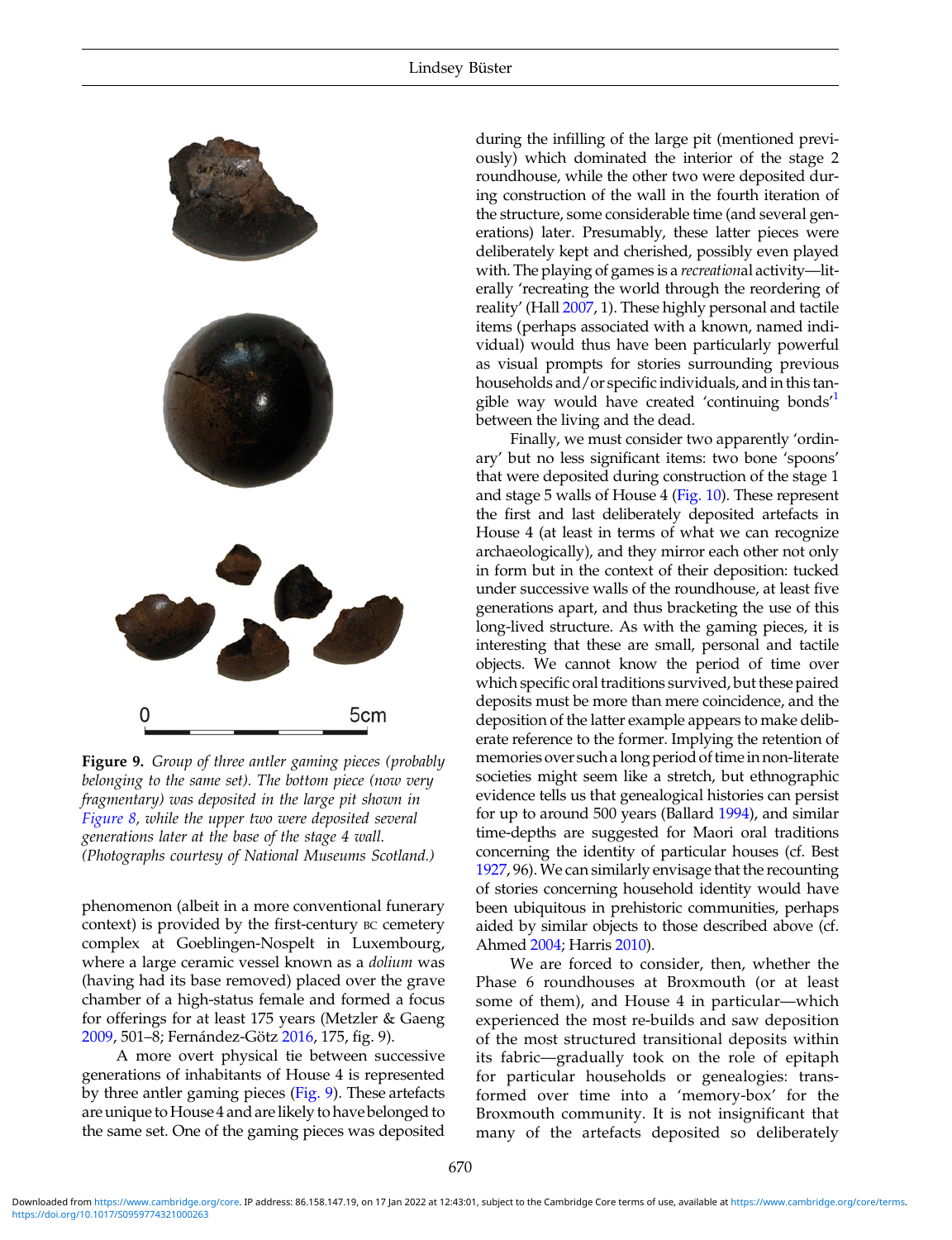**Figure 9.** *Group of three antler gaming pieces (probably belonging to the same set). The bottom piece (now very fragmentary) was deposited in the large pit shown in Figure 8, while the upper two were deposited several generations later at the base of the stage 4 wall. (Photographs courtesy of National Museums Scotland.)*

phenomenon (albeit in a more conventional funerary context) is provided by the first-century BC cemetery complex at Goeblingen-Nospelt in Luxembourg, where a large ceramic vessel known as a *dolium* was (having had its base removed) placed over the grave chamber of a high-status female and formed a focus for offerings for at least 175 years (Metzler & Gaeng 2009, 501–8; Fernández-Götz 2016, 175, fig. 9).

A more overt physical tie between successive generations of inhabitants of House 4 is represented by three antler gaming pieces (Fig. 9). These artefacts are unique to House 4 and are likely to have belonged to the same set. One of the gaming pieces was deposited during the infilling of the large pit (mentioned previously) which dominated the interior of the stage 2 roundhouse, while the other two were deposited during construction of the wall in the fourth iteration of the structure, some considerable time (and several generations) later. Presumably, these latter pieces were deliberately kept and cherished, possibly even played with. The playing of games is a *recreation*al activity—literally 'recreating the world through the reordering of reality' (Hall 2007, 1). These highly personal and tactile items (perhaps associated with a known, named individual) would thus have been particularly powerful as visual prompts for stories surrounding previous households and/or specific individuals, and in this tangible way would have created 'continuing bonds'[1] between the living and the dead.

Finally, we must consider two apparently 'ordinary' but no less significant items: two bone 'spoons' that were deposited during construction of the stage 1 and stage 5 walls of House 4 (Fig. 10). These represent the first and last deliberately deposited artefacts in House 4 (at least in terms of what we can recognize archaeologically), and they mirror each other not only in form but in the context of their deposition: tucked under successive walls of the roundhouse, at least five generations apart, and thus bracketing the use of this long-lived structure. As with the gaming pieces, it is interesting that these are small, personal and tactile objects. We cannot know the period of time over which specific oral traditions survived, but these paired deposits must be more than mere coincidence, and the deposition of the latter example appears to make deliberate reference to the former. Implying the retention of memories over such a long period of time in non-literate societies might seem like a stretch, but ethnographic evidence tells us that genealogical histories can persist for up to around 500 years (Ballard 1994), and similar time-depths are suggested for Maori oral traditions concerning the identity of particular houses (cf. Best 1927, 96). We can similarly envisage that the recounting of stories concerning household identity would have been ubiquitous in prehistoric communities, perhaps aided by similar objects to those described above (cf. Ahmed 2004; Harris 2010).

We are forced to consider, then, whether the Phase 6 roundhouses at Broxmouth (or at least some of them), and House 4 in particular—which experienced the most re-builds and saw deposition of the most structured transitional deposits within its fabric—gradually took on the role of epitaph for particular households or genealogies: transformed over time into a 'memory-box' for the Broxmouth community. It is not insignificant that many of the artefacts deposited so deliberately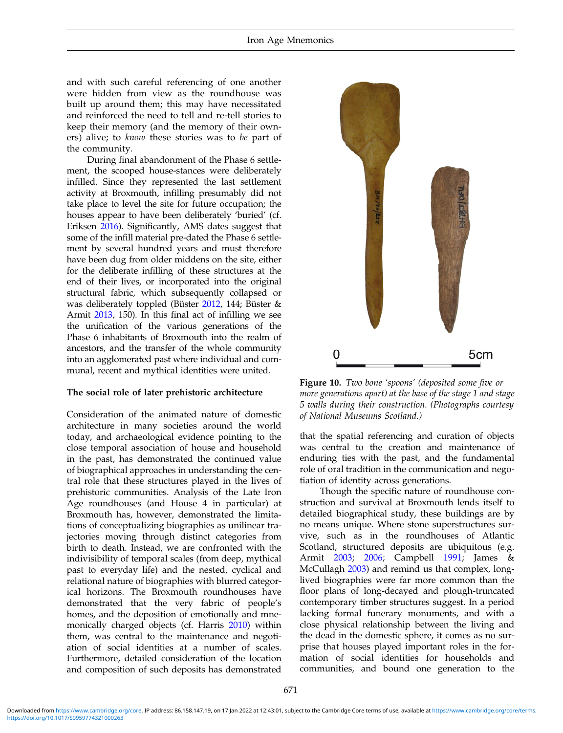and with such careful referencing of one another were hidden from view as the roundhouse was built up around them; this may have necessitated and reinforced the need to tell and re-tell stories to keep their memory (and the memory of their owners) alive; to *know* these stories was to *be* part of the community.

During final abandonment of the Phase 6 settlement, the scooped house-stances were deliberately infilled. Since they represented the last settlement activity at Broxmouth, infilling presumably did not take place to level the site for future occupation; the houses appear to have been deliberately 'buried' (cf. Eriksen 2016). Significantly, AMS dates suggest that some of the infill material pre-dated the Phase 6 settlement by several hundred years and must therefore have been dug from older middens on the site, either for the deliberate infilling of these structures at the end of their lives, or incorporated into the original structural fabric, which subsequently collapsed or was deliberately toppled (Büster 2012, 144; Büster & Armit 2013, 150). In this final act of infilling we see the unification of the various generations of the Phase 6 inhabitants of Broxmouth into the realm of ancestors, and the transfer of the whole community into an agglomerated past where individual and communal, recent and mythical identities were united.

### The social role of later prehistoric architecture

Consideration of the animated nature of domestic architecture in many societies around the world today, and archaeological evidence pointing to the close temporal association of house and household in the past, has demonstrated the continued value of biographical approaches in understanding the central role that these structures played in the lives of prehistoric communities. Analysis of the Late Iron Age roundhouses (and House 4 in particular) at Broxmouth has, however, demonstrated the limitations of conceptualizing biographies as unilinear trajectories moving through distinct categories from birth to death. Instead, we are confronted with the indivisibility of temporal scales (from deep, mythical past to everyday life) and the nested, cyclical and relational nature of biographies with blurred categorical horizons. The Broxmouth roundhouses have demonstrated that the very fabric of people's homes, and the deposition of emotionally and mnemonically charged objects (cf. Harris 2010) within them, was central to the maintenance and negotiation of social identities at a number of scales. Furthermore, detailed consideration of the location and composition of such deposits has demonstrated that the spatial referencing and curation of objects was central to the creation and maintenance of enduring ties with the past, and the fundamental role of oral tradition in the communication and negotiation of identity across generations.

Though the specific nature of roundhouse construction and survival at Broxmouth lends itself to detailed biographical study, these buildings are by no means unique. Where stone superstructures survive, such as in the roundhouses of Atlantic Scotland, structured deposits are ubiquitous (e.g. Armit 2003; 2006; Campbell 1991; James & McCullagh 2003) and remind us that complex, long-lived biographies were far more common than the floor plans of long-decayed and plough-truncated contemporary timber structures suggest. In a period lacking formal funerary monuments, and with a close physical relationship between the living and the dead in the domestic sphere, it comes as no surprise that houses played important roles in the formation of social identities for households and communities, and bound one generation to the

**Figure 10.** *Two bone 'spoons' (deposited some five or more generations apart) at the base of the stage 1 and stage 5 walls during their construction. (Photographs courtesy of National Museums Scotland.)*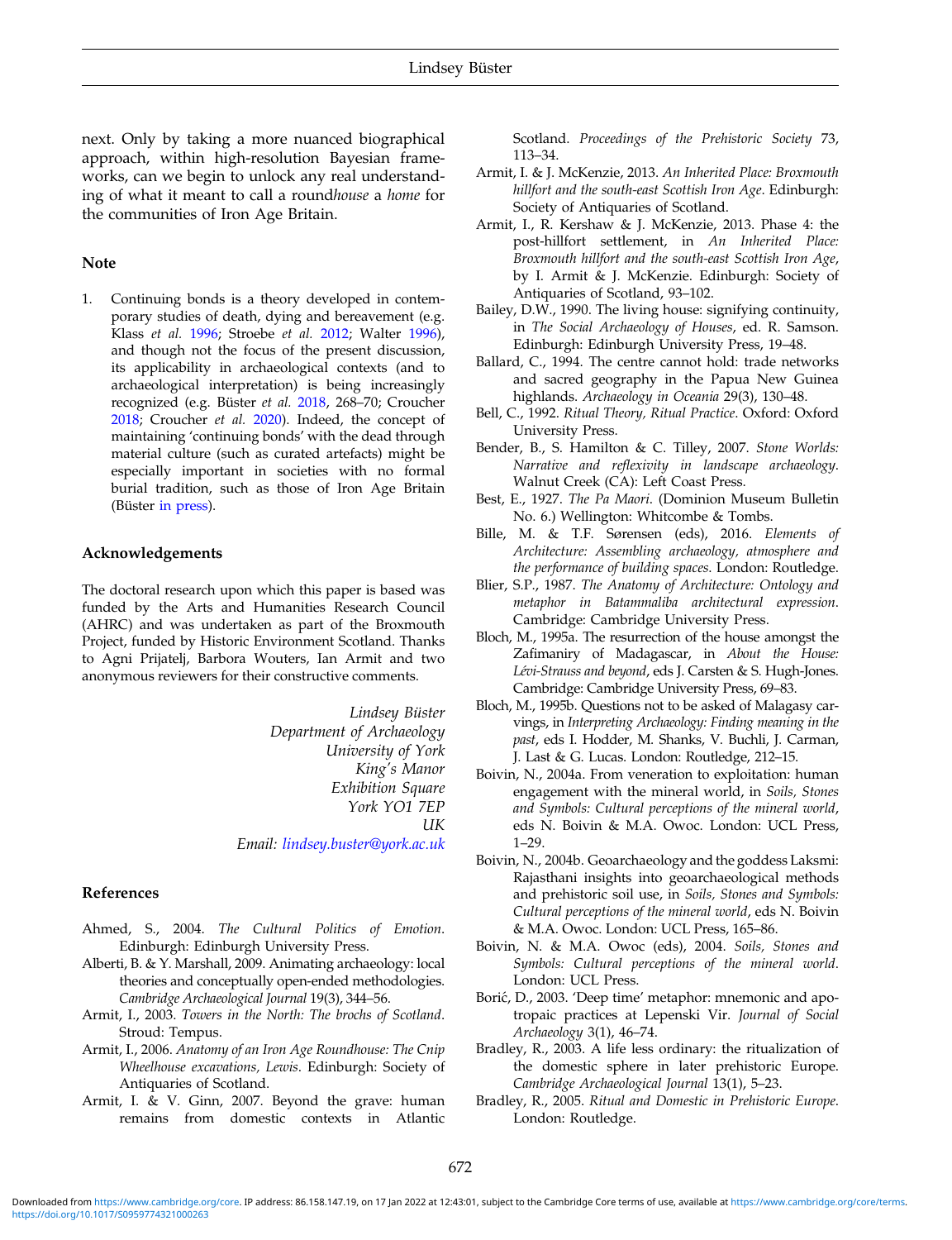next. Only by taking a more nuanced biographical approach, within high-resolution Bayesian frameworks, can we begin to unlock any real understanding of what it meant to call a round*house* a *home* for the communities of Iron Age Britain.

## Note

1. Continuing bonds is a theory developed in contemporary studies of death, dying and bereavement (e.g. Klass *et al.* 1996; Stroebe *et al.* 2012; Walter 1996), and though not the focus of the present discussion, its applicability in archaeological contexts (and to archaeological interpretation) is being increasingly recognized (e.g. Büster *et al.* 2018, 268–70; Croucher 2018; Croucher *et al.* 2020). Indeed, the concept of maintaining 'continuing bonds' with the dead through material culture (such as curated artefacts) might be especially important in societies with no formal burial tradition, such as those of Iron Age Britain (Büster in press).

## Acknowledgements

The doctoral research upon which this paper is based was funded by the Arts and Humanities Research Council (AHRC) and was undertaken as part of the Broxmouth Project, funded by Historic Environment Scotland. Thanks to Agni Prijatelj, Barbora Wouters, Ian Armit and two anonymous reviewers for their constructive comments.

*Lindsey Büster*
*Department of Archaeology*
*University of York*
*King's Manor*
*Exhibition Square*
*York YO1 7EP*
*UK*
*Email: lindsey.buster@york.ac.uk*

## References

Ahmed, S., 2004. *The Cultural Politics of Emotion*. Edinburgh: Edinburgh University Press.

Alberti, B. & Y. Marshall, 2009. Animating archaeology: local theories and conceptually open-ended methodologies. *Cambridge Archaeological Journal* 19(3), 344–56.

Armit, I., 2003. *Towers in the North: The brochs of Scotland*. Stroud: Tempus.

Armit, I., 2006. *Anatomy of an Iron Age Roundhouse: The Cnip Wheelhouse excavations, Lewis*. Edinburgh: Society of Antiquaries of Scotland.

Armit, I. & V. Ginn, 2007. Beyond the grave: human remains from domestic contexts in Atlantic Scotland. *Proceedings of the Prehistoric Society* 73, 113–34.

Armit, I. & J. McKenzie, 2013. *An Inherited Place: Broxmouth hillfort and the south-east Scottish Iron Age*. Edinburgh: Society of Antiquaries of Scotland.

Armit, I., R. Kershaw & J. McKenzie, 2013. Phase 4: the post-hillfort settlement, in *An Inherited Place: Broxmouth hillfort and the south-east Scottish Iron Age*, by I. Armit & J. McKenzie. Edinburgh: Society of Antiquaries of Scotland, 93–102.

Bailey, D.W., 1990. The living house: signifying continuity, in *The Social Archaeology of Houses*, ed. R. Samson. Edinburgh: Edinburgh University Press, 19–48.

Ballard, C., 1994. The centre cannot hold: trade networks and sacred geography in the Papua New Guinea highlands. *Archaeology in Oceania* 29(3), 130–48.

Bell, C., 1992. *Ritual Theory, Ritual Practice*. Oxford: Oxford University Press.

Bender, B., S. Hamilton & C. Tilley, 2007. *Stone Worlds: Narrative and reflexivity in landscape archaeology*. Walnut Creek (CA): Left Coast Press.

Best, E., 1927. *The Pa Maori*. (Dominion Museum Bulletin No. 6.) Wellington: Whitcombe & Tombs.

Bille, M. & T.F. Sørensen (eds), 2016. *Elements of Architecture: Assembling archaeology, atmosphere and the performance of building spaces*. London: Routledge.

Blier, S.P., 1987. *The Anatomy of Architecture: Ontology and metaphor in Batammaliba architectural expression*. Cambridge: Cambridge University Press.

Bloch, M., 1995a. The resurrection of the house amongst the Zafimaniry of Madagascar, in *About the House: Lévi-Strauss and beyond*, eds J. Carsten & S. Hugh-Jones. Cambridge: Cambridge University Press, 69–83.

Bloch, M., 1995b. Questions not to be asked of Malagasy carvings, in *Interpreting Archaeology: Finding meaning in the past*, eds I. Hodder, M. Shanks, V. Buchli, J. Carman, J. Last & G. Lucas. London: Routledge, 212–15.

Boivin, N., 2004a. From veneration to exploitation: human engagement with the mineral world, in *Soils, Stones and Symbols: Cultural perceptions of the mineral world*, eds N. Boivin & M.A. Owoc. London: UCL Press, 1–29.

Boivin, N., 2004b. Geoarchaeology and the goddess Laksmi: Rajasthani insights into geoarchaeological methods and prehistoric soil use, in *Soils, Stones and Symbols: Cultural perceptions of the mineral world*, eds N. Boivin & M.A. Owoc. London: UCL Press, 165–86.

Boivin, N. & M.A. Owoc (eds), 2004. *Soils, Stones and Symbols: Cultural perceptions of the mineral world*. London: UCL Press.

Borić, D., 2003. 'Deep time' metaphor: mnemonic and apotropaic practices at Lepenski Vir. *Journal of Social Archaeology* 3(1), 46–74.

Bradley, R., 2003. A life less ordinary: the ritualization of the domestic sphere in later prehistoric Europe. *Cambridge Archaeological Journal* 13(1), 5–23.

Bradley, R., 2005. *Ritual and Domestic in Prehistoric Europe*. London: Routledge.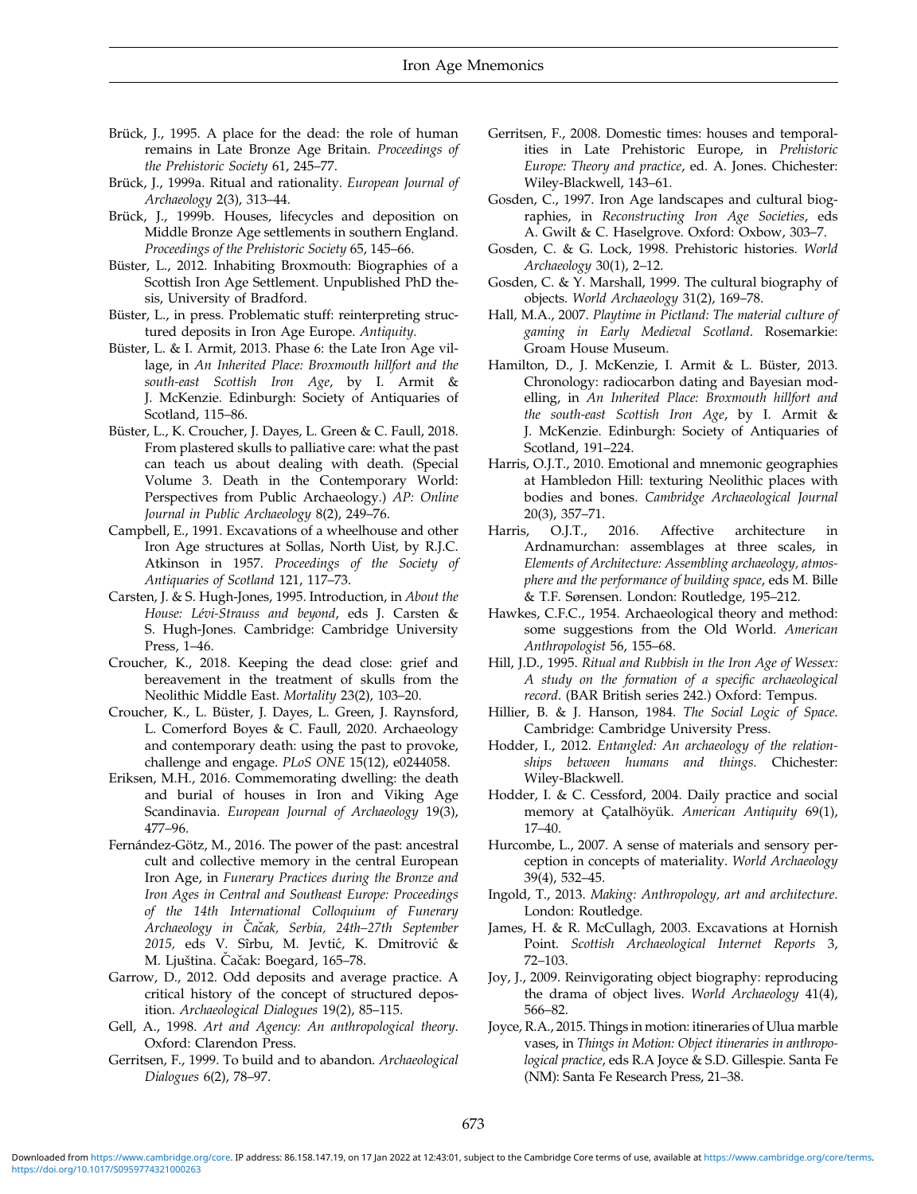Brück, J., 1995. A place for the dead: the role of human remains in Late Bronze Age Britain. *Proceedings of the Prehistoric Society* 61, 245–77.

Brück, J., 1999a. Ritual and rationality. *European Journal of Archaeology* 2(3), 313–44.

Brück, J., 1999b. Houses, lifecycles and deposition on Middle Bronze Age settlements in southern England. *Proceedings of the Prehistoric Society* 65, 145–66.

Büster, L., 2012. Inhabiting Broxmouth: Biographies of a Scottish Iron Age Settlement. Unpublished PhD thesis, University of Bradford.

Büster, L., in press. Problematic stuff: reinterpreting structured deposits in Iron Age Europe. *Antiquity.*

Büster, L. & I. Armit, 2013. Phase 6: the Late Iron Age village, in *An Inherited Place: Broxmouth hillfort and the south-east Scottish Iron Age*, by I. Armit & J. McKenzie. Edinburgh: Society of Antiquaries of Scotland, 115–86.

Büster, L., K. Croucher, J. Dayes, L. Green & C. Faull, 2018. From plastered skulls to palliative care: what the past can teach us about dealing with death. (Special Volume 3. Death in the Contemporary World: Perspectives from Public Archaeology.) *AP: Online Journal in Public Archaeology* 8(2), 249–76.

Campbell, E., 1991. Excavations of a wheelhouse and other Iron Age structures at Sollas, North Uist, by R.J.C. Atkinson in 1957. *Proceedings of the Society of Antiquaries of Scotland* 121, 117–73.

Carsten, J. & S. Hugh-Jones, 1995. Introduction, in *About the House: Lévi-Strauss and beyond*, eds J. Carsten & S. Hugh-Jones. Cambridge: Cambridge University Press, 1–46.

Croucher, K., 2018. Keeping the dead close: grief and bereavement in the treatment of skulls from the Neolithic Middle East. *Mortality* 23(2), 103–20.

Croucher, K., L. Büster, J. Dayes, L. Green, J. Raynsford, L. Comerford Boyes & C. Faull, 2020. Archaeology and contemporary death: using the past to provoke, challenge and engage. *PLoS ONE* 15(12), e0244058.

Eriksen, M.H., 2016. Commemorating dwelling: the death and burial of houses in Iron and Viking Age Scandinavia. *European Journal of Archaeology* 19(3), 477–96.

Fernández-Götz, M., 2016. The power of the past: ancestral cult and collective memory in the central European Iron Age, in *Funerary Practices during the Bronze and Iron Ages in Central and Southeast Europe: Proceedings of the 14th International Colloquium of Funerary Archaeology in Čačak, Serbia, 24th–27th September 2015,* eds V. Sîrbu, M. Jevtić, K. Dmitrović & M. Ljuština. Čačak: Boegard, 165–78.

Garrow, D., 2012. Odd deposits and average practice. A critical history of the concept of structured deposition. *Archaeological Dialogues* 19(2), 85–115.

Gell, A., 1998. *Art and Agency: An anthropological theory.* Oxford: Clarendon Press.

Gerritsen, F., 1999. To build and to abandon. *Archaeological Dialogues* 6(2), 78–97.

Gerritsen, F., 2008. Domestic times: houses and temporalities in Late Prehistoric Europe, in *Prehistoric Europe: Theory and practice*, ed. A. Jones. Chichester: Wiley-Blackwell, 143–61.

Gosden, C., 1997. Iron Age landscapes and cultural biographies, in *Reconstructing Iron Age Societies*, eds A. Gwilt & C. Haselgrove. Oxford: Oxbow, 303–7.

Gosden, C. & G. Lock, 1998. Prehistoric histories. *World Archaeology* 30(1), 2–12.

Gosden, C. & Y. Marshall, 1999. The cultural biography of objects. *World Archaeology* 31(2), 169–78.

Hall, M.A., 2007. *Playtime in Pictland: The material culture of gaming in Early Medieval Scotland*. Rosemarkie: Groam House Museum.

Hamilton, D., J. McKenzie, I. Armit & L. Büster, 2013. Chronology: radiocarbon dating and Bayesian modelling, in *An Inherited Place: Broxmouth hillfort and the south-east Scottish Iron Age*, by I. Armit & J. McKenzie. Edinburgh: Society of Antiquaries of Scotland, 191–224.

Harris, O.J.T., 2010. Emotional and mnemonic geographies at Hambledon Hill: texturing Neolithic places with bodies and bones. *Cambridge Archaeological Journal* 20(3), 357–71.

Harris, O.J.T., 2016. Affective architecture in Ardnamurchan: assemblages at three scales, in *Elements of Architecture: Assembling archaeology, atmosphere and the performance of building space*, eds M. Bille & T.F. Sørensen. London: Routledge, 195–212.

Hawkes, C.F.C., 1954. Archaeological theory and method: some suggestions from the Old World. *American Anthropologist* 56, 155–68.

Hill, J.D., 1995. *Ritual and Rubbish in the Iron Age of Wessex: A study on the formation of a specific archaeological record*. (BAR British series 242.) Oxford: Tempus.

Hillier, B. & J. Hanson, 1984. *The Social Logic of Space*. Cambridge: Cambridge University Press.

Hodder, I., 2012. *Entangled: An archaeology of the relationships between humans and things.* Chichester: Wiley-Blackwell.

Hodder, I. & C. Cessford, 2004. Daily practice and social memory at Çatalhöyük. *American Antiquity* 69(1), 17–40.

Hurcombe, L., 2007. A sense of materials and sensory perception in concepts of materiality. *World Archaeology* 39(4), 532–45.

Ingold, T., 2013. *Making: Anthropology, art and architecture*. London: Routledge.

James, H. & R. McCullagh, 2003. Excavations at Hornish Point. *Scottish Archaeological Internet Reports* 3, 72–103.

Joy, J., 2009. Reinvigorating object biography: reproducing the drama of object lives. *World Archaeology* 41(4), 566–82.

Joyce, R.A., 2015. Things in motion: itineraries of Ulua marble vases, in *Things in Motion: Object itineraries in anthropological practice*, eds R.A Joyce & S.D. Gillespie. Santa Fe (NM): Santa Fe Research Press, 21–38.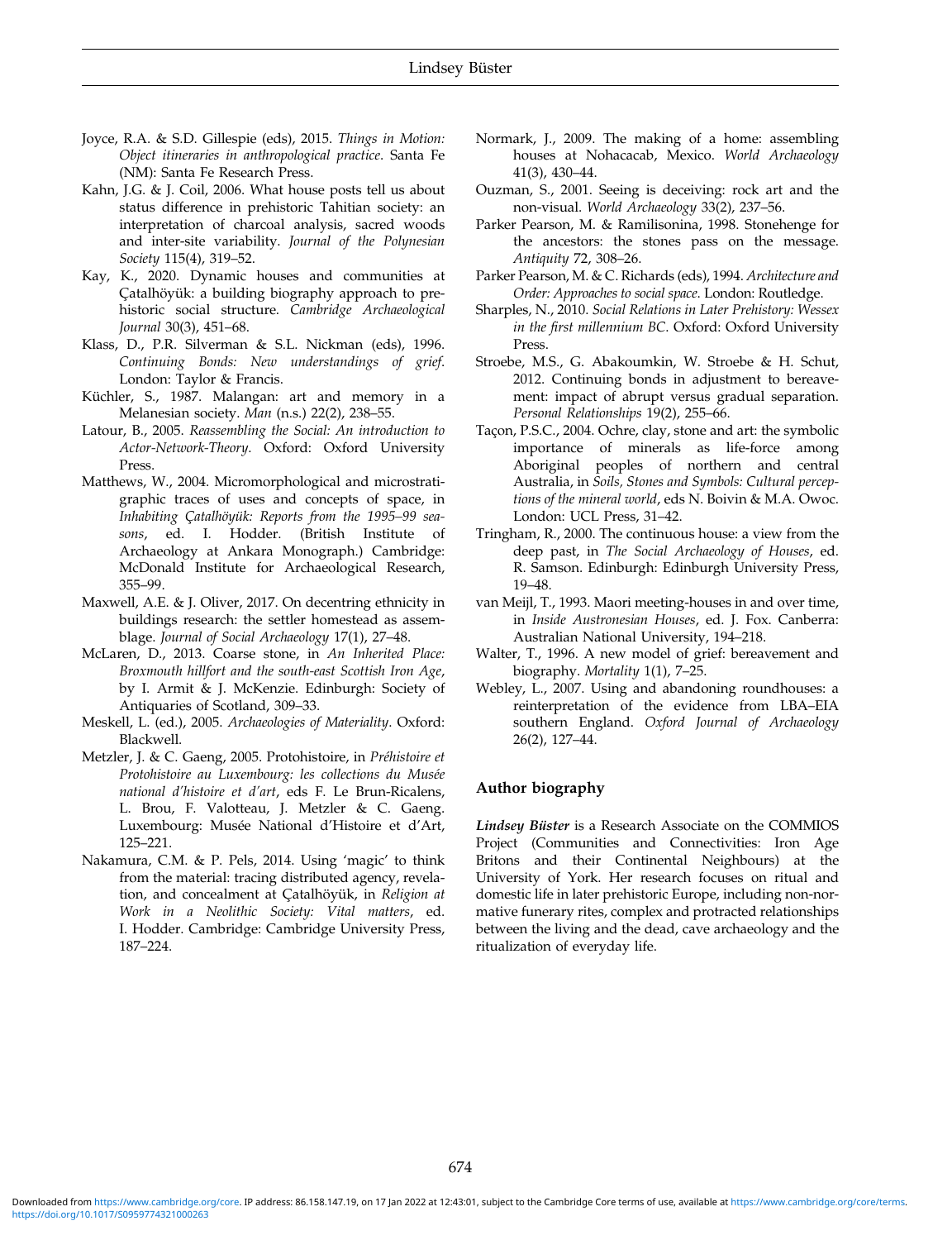Joyce, R.A. & S.D. Gillespie (eds), 2015. *Things in Motion: Object itineraries in anthropological practice*. Santa Fe (NM): Santa Fe Research Press.

Kahn, J.G. & J. Coil, 2006. What house posts tell us about status difference in prehistoric Tahitian society: an interpretation of charcoal analysis, sacred woods and inter-site variability. *Journal of the Polynesian Society* 115(4), 319–52.

Kay, K., 2020. Dynamic houses and communities at Çatalhöyük: a building biography approach to prehistoric social structure. *Cambridge Archaeological Journal* 30(3), 451–68.

Klass, D., P.R. Silverman & S.L. Nickman (eds), 1996. *Continuing Bonds: New understandings of grief*. London: Taylor & Francis.

Küchler, S., 1987. Malangan: art and memory in a Melanesian society. *Man* (n.s.) 22(2), 238–55.

Latour, B., 2005. *Reassembling the Social: An introduction to Actor-Network-Theory*. Oxford: Oxford University Press.

Matthews, W., 2004. Micromorphological and microstratigraphic traces of uses and concepts of space, in *Inhabiting Çatalhöyük: Reports from the 1995–99 seasons*, ed. I. Hodder. (British Institute of Archaeology at Ankara Monograph.) Cambridge: McDonald Institute for Archaeological Research, 355–99.

Maxwell, A.E. & J. Oliver, 2017. On decentring ethnicity in buildings research: the settler homestead as assemblage. *Journal of Social Archaeology* 17(1), 27–48.

McLaren, D., 2013. Coarse stone, in *An Inherited Place: Broxmouth hillfort and the south-east Scottish Iron Age*, by I. Armit & J. McKenzie. Edinburgh: Society of Antiquaries of Scotland, 309–33.

Meskell, L. (ed.), 2005. *Archaeologies of Materiality*. Oxford: Blackwell.

Metzler, J. & C. Gaeng, 2005. Protohistoire, in *Préhistoire et Protohistoire au Luxembourg: les collections du Musée national d'histoire et d'art*, eds F. Le Brun-Ricalens, L. Brou, F. Valotteau, J. Metzler & C. Gaeng. Luxembourg: Musée National d'Histoire et d'Art, 125–221.

Nakamura, C.M. & P. Pels, 2014. Using 'magic' to think from the material: tracing distributed agency, revelation, and concealment at Çatalhöyük, in *Religion at Work in a Neolithic Society: Vital matters*, ed. I. Hodder. Cambridge: Cambridge University Press, 187–224.

Normark, J., 2009. The making of a home: assembling houses at Nohacacab, Mexico. *World Archaeology* 41(3), 430–44.

Ouzman, S., 2001. Seeing is deceiving: rock art and the non-visual. *World Archaeology* 33(2), 237–56.

Parker Pearson, M. & Ramilisonina, 1998. Stonehenge for the ancestors: the stones pass on the message. *Antiquity* 72, 308–26.

Parker Pearson, M. & C. Richards (eds), 1994. *Architecture and Order: Approaches to social space*. London: Routledge.

Sharples, N., 2010. *Social Relations in Later Prehistory: Wessex in the first millennium BC*. Oxford: Oxford University Press.

Stroebe, M.S., G. Abakoumkin, W. Stroebe & H. Schut, 2012. Continuing bonds in adjustment to bereavement: impact of abrupt versus gradual separation. *Personal Relationships* 19(2), 255–66.

Taçon, P.S.C., 2004. Ochre, clay, stone and art: the symbolic importance of minerals as life-force among Aboriginal peoples of northern and central Australia, in *Soils, Stones and Symbols: Cultural perceptions of the mineral world*, eds N. Boivin & M.A. Owoc. London: UCL Press, 31–42.

Tringham, R., 2000. The continuous house: a view from the deep past, in *The Social Archaeology of Houses*, ed. R. Samson. Edinburgh: Edinburgh University Press, 19–48.

van Meijl, T., 1993. Maori meeting-houses in and over time, in *Inside Austronesian Houses*, ed. J. Fox. Canberra: Australian National University, 194–218.

Walter, T., 1996. A new model of grief: bereavement and biography. *Mortality* 1(1), 7–25.

Webley, L., 2007. Using and abandoning roundhouses: a reinterpretation of the evidence from LBA–EIA southern England. *Oxford Journal of Archaeology* 26(2), 127–44.

## Author biography

***Lindsey Büster*** is a Research Associate on the COMMIOS Project (Communities and Connectivities: Iron Age Britons and their Continental Neighbours) at the University of York. Her research focuses on ritual and domestic life in later prehistoric Europe, including non-normative funerary rites, complex and protracted relationships between the living and the dead, cave archaeology and the ritualization of everyday life.